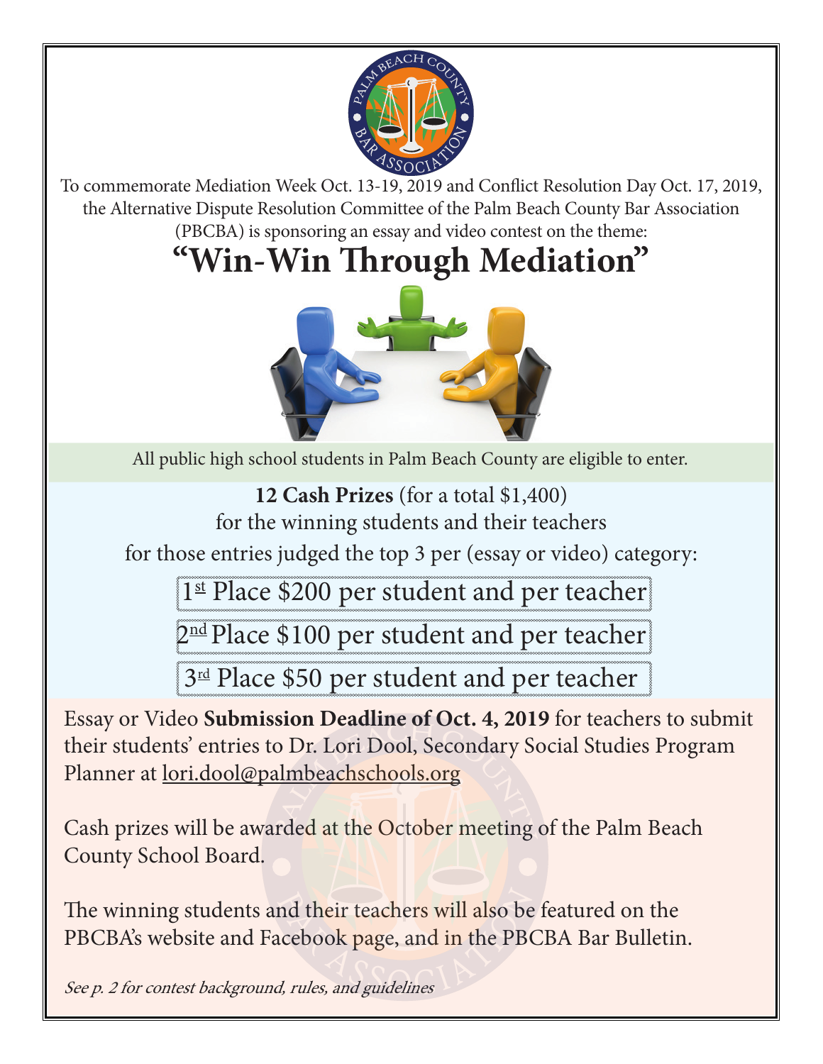To commemorate Mediation Week Oct. 13-19, 2019 and Conflict Resolution Day Oct. 17, 2019, the Alternative Dispute Resolution Committee of the Palm Beach County Bar Association (PBCBA) is sponsoring an essay and video contest on the theme:

# "Win-Win Through Mediation"

All public high school students in Palm Beach County are eligible to enter.

**12 Cash Prizes** (for a total $1,400)
for the winning students and their teachers
for those entries judged the top 3 per (essay or video) category:

1st Place $200 per student and per teacher

2nd Place $100 per student and per teacher

3rd Place $50 per student and per teacher

Essay or Video **Submission Deadline of Oct. 4, 2019** for teachers to submit their students' entries to Dr. Lori Dool, Secondary Social Studies Program Planner at lori.dool@palmbeachschools.org

Cash prizes will be awarded at the October meeting of the Palm Beach County School Board.

The winning students and their teachers will also be featured on the PBCBA's website and Facebook page, and in the PBCBA Bar Bulletin.

*See p. 2 for contest background, rules, and guidelines*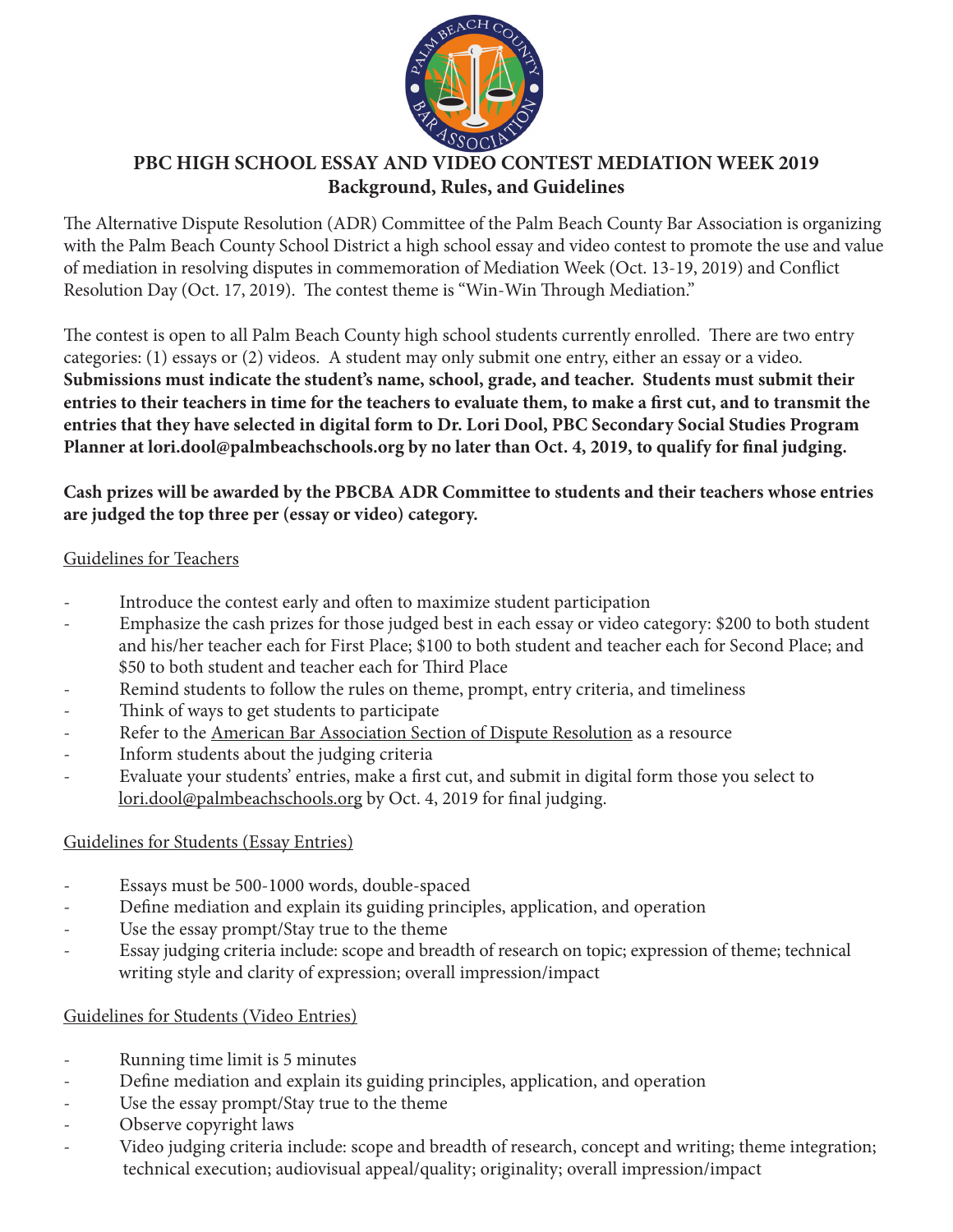**PBC HIGH SCHOOL ESSAY AND VIDEO CONTEST MEDIATION WEEK 2019**
**Background, Rules, and Guidelines**

The Alternative Dispute Resolution (ADR) Committee of the Palm Beach County Bar Association is organizing with the Palm Beach County School District a high school essay and video contest to promote the use and value of mediation in resolving disputes in commemoration of Mediation Week (Oct. 13-19, 2019) and Conflict Resolution Day (Oct. 17, 2019). The contest theme is "Win-Win Through Mediation."

The contest is open to all Palm Beach County high school students currently enrolled. There are two entry categories: (1) essays or (2) videos. A student may only submit one entry, either an essay or a video. **Submissions must indicate the student's name, school, grade, and teacher. Students must submit their entries to their teachers in time for the teachers to evaluate them, to make a first cut, and to transmit the entries that they have selected in digital form to Dr. Lori Dool, PBC Secondary Social Studies Program Planner at lori.dool@palmbeachschools.org by no later than Oct. 4, 2019, to qualify for final judging.**

**Cash prizes will be awarded by the PBCBA ADR Committee to students and their teachers whose entries are judged the top three per (essay or video) category.**

Guidelines for Teachers

- Introduce the contest early and often to maximize student participation
- Emphasize the cash prizes for those judged best in each essay or video category: $200 to both student and his/her teacher each for First Place; $100 to both student and teacher each for Second Place; and $50 to both student and teacher each for Third Place
- Remind students to follow the rules on theme, prompt, entry criteria, and timeliness
- Think of ways to get students to participate
- Refer to the American Bar Association Section of Dispute Resolution as a resource
- Inform students about the judging criteria
- Evaluate your students' entries, make a first cut, and submit in digital form those you select to lori.dool@palmbeachschools.org by Oct. 4, 2019 for final judging.

Guidelines for Students (Essay Entries)

- Essays must be 500-1000 words, double-spaced
- Define mediation and explain its guiding principles, application, and operation
- Use the essay prompt/Stay true to the theme
- Essay judging criteria include: scope and breadth of research on topic; expression of theme; technical writing style and clarity of expression; overall impression/impact

Guidelines for Students (Video Entries)

- Running time limit is 5 minutes
- Define mediation and explain its guiding principles, application, and operation
- Use the essay prompt/Stay true to the theme
- Observe copyright laws
- Video judging criteria include: scope and breadth of research, concept and writing; theme integration; technical execution; audiovisual appeal/quality; originality; overall impression/impact